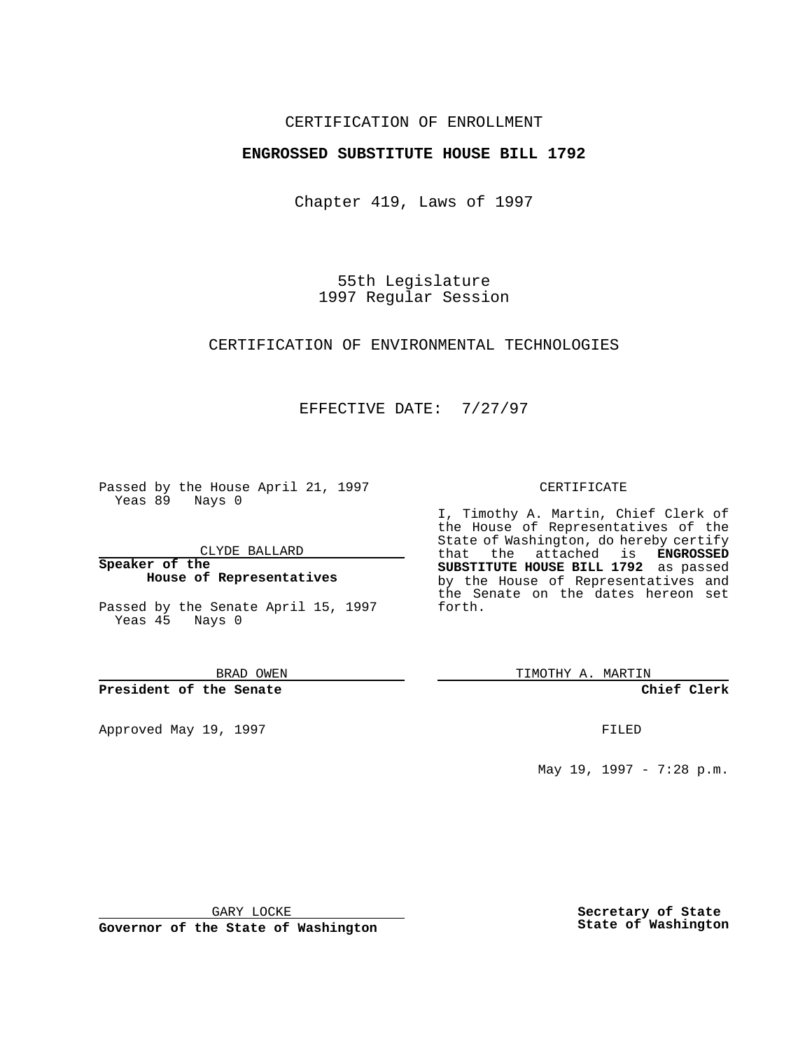CERTIFICATION OF ENROLLMENT

**ENGROSSED SUBSTITUTE HOUSE BILL 1792**

Chapter 419, Laws of 1997

55th Legislature
1997 Regular Session

CERTIFICATION OF ENVIRONMENTAL TECHNOLOGIES

EFFECTIVE DATE: 7/27/97

Passed by the House April 21, 1997
Yeas 89 Nays 0

CLYDE BALLARD

**Speaker of the House of Representatives**

Passed by the Senate April 15, 1997
Yeas 45 Nays 0

BRAD OWEN

**President of the Senate**

Approved May 19, 1997

GARY LOCKE

**Governor of the State of Washington**

CERTIFICATE

I, Timothy A. Martin, Chief Clerk of the House of Representatives of the State of Washington, do hereby certify that the attached is **ENGROSSED SUBSTITUTE HOUSE BILL 1792** as passed by the House of Representatives and the Senate on the dates hereon set forth.

TIMOTHY A. MARTIN

**Chief Clerk**

FILED

May 19, 1997 - 7:28 p.m.

**Secretary of State State of Washington**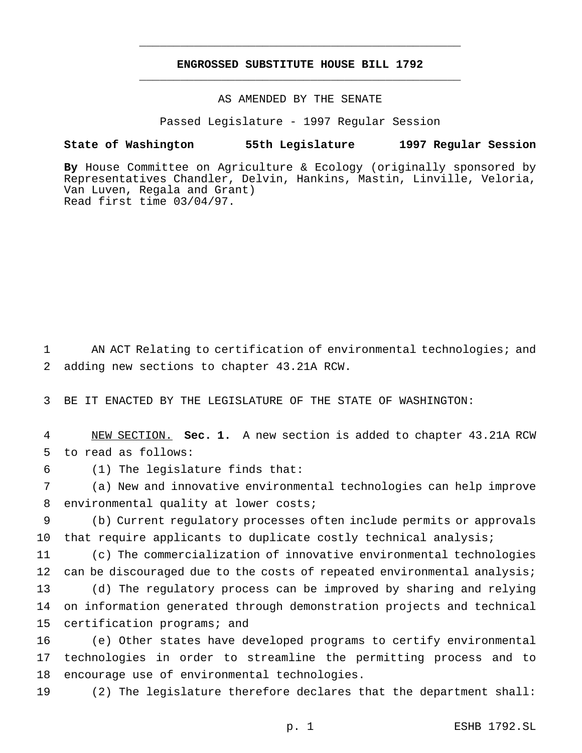# ENGROSSED SUBSTITUTE HOUSE BILL 1792

AS AMENDED BY THE SENATE

Passed Legislature - 1997 Regular Session

**State of Washington 55th Legislature 1997 Regular Session**

**By** House Committee on Agriculture & Ecology (originally sponsored by Representatives Chandler, Delvin, Hankins, Mastin, Linville, Veloria, Van Luven, Regala and Grant)

Read first time 03/04/97.

AN ACT Relating to certification of environmental technologies; and adding new sections to chapter 43.21A RCW.

BE IT ENACTED BY THE LEGISLATURE OF THE STATE OF WASHINGTON:

NEW SECTION. **Sec. 1.** A new section is added to chapter 43.21A RCW to read as follows:

(1) The legislature finds that:

(a) New and innovative environmental technologies can help improve environmental quality at lower costs;

(b) Current regulatory processes often include permits or approvals that require applicants to duplicate costly technical analysis;

(c) The commercialization of innovative environmental technologies can be discouraged due to the costs of repeated environmental analysis;

(d) The regulatory process can be improved by sharing and relying on information generated through demonstration projects and technical certification programs; and

(e) Other states have developed programs to certify environmental technologies in order to streamline the permitting process and to encourage use of environmental technologies.

(2) The legislature therefore declares that the department shall: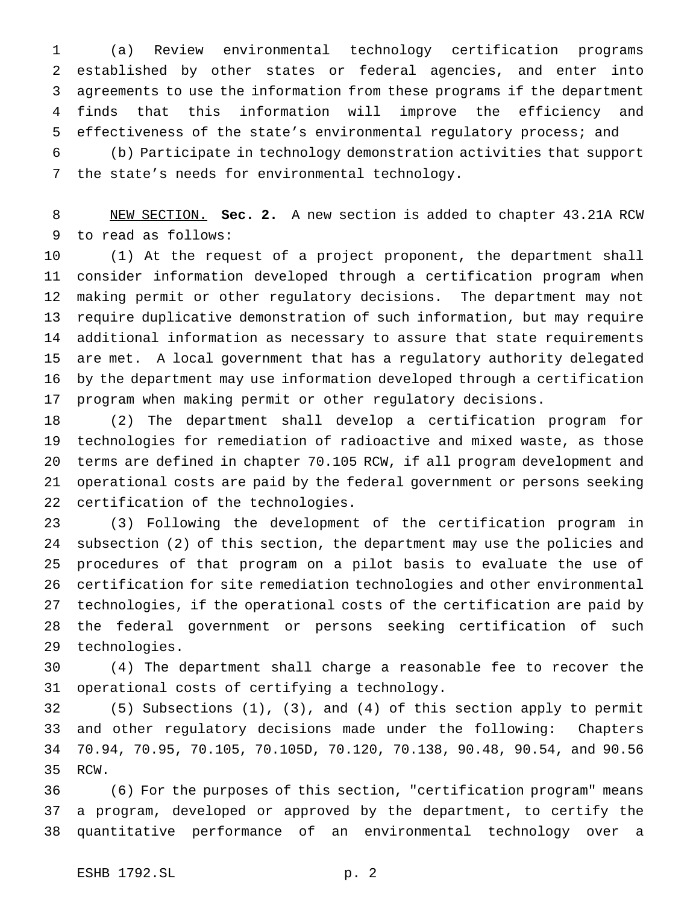(a) Review environmental technology certification programs established by other states or federal agencies, and enter into agreements to use the information from these programs if the department finds that this information will improve the efficiency and effectiveness of the state's environmental regulatory process; and

(b) Participate in technology demonstration activities that support the state's needs for environmental technology.

NEW SECTION. **Sec. 2.** A new section is added to chapter 43.21A RCW to read as follows:

(1) At the request of a project proponent, the department shall consider information developed through a certification program when making permit or other regulatory decisions. The department may not require duplicative demonstration of such information, but may require additional information as necessary to assure that state requirements are met. A local government that has a regulatory authority delegated by the department may use information developed through a certification program when making permit or other regulatory decisions.

(2) The department shall develop a certification program for technologies for remediation of radioactive and mixed waste, as those terms are defined in chapter 70.105 RCW, if all program development and operational costs are paid by the federal government or persons seeking certification of the technologies.

(3) Following the development of the certification program in subsection (2) of this section, the department may use the policies and procedures of that program on a pilot basis to evaluate the use of certification for site remediation technologies and other environmental technologies, if the operational costs of the certification are paid by the federal government or persons seeking certification of such technologies.

(4) The department shall charge a reasonable fee to recover the operational costs of certifying a technology.

(5) Subsections (1), (3), and (4) of this section apply to permit and other regulatory decisions made under the following: Chapters 70.94, 70.95, 70.105, 70.105D, 70.120, 70.138, 90.48, 90.54, and 90.56 RCW.

(6) For the purposes of this section, "certification program" means a program, developed or approved by the department, to certify the quantitative performance of an environmental technology over a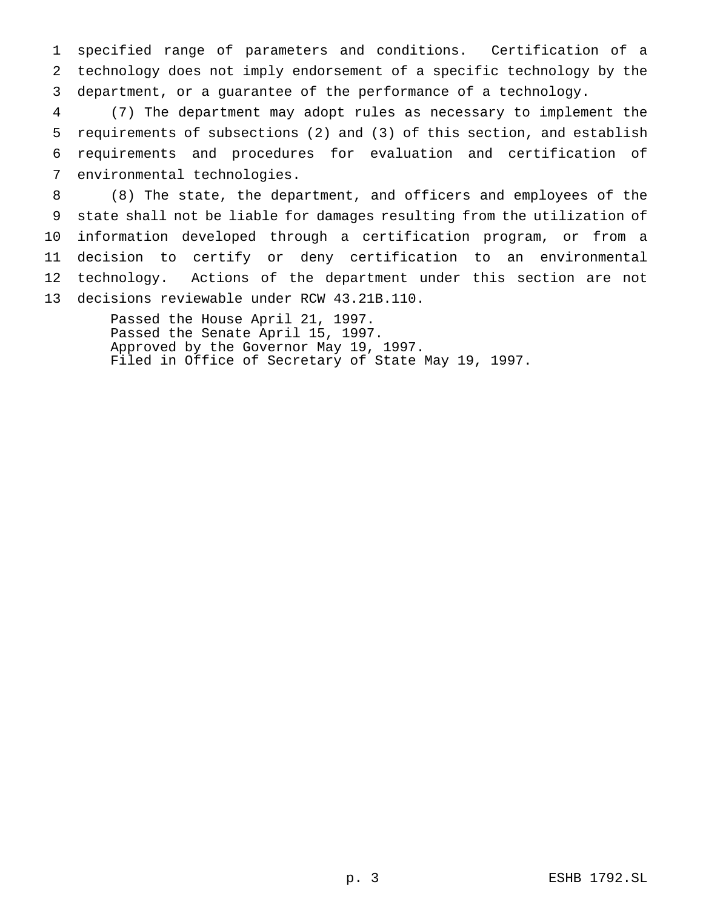specified range of parameters and conditions. Certification of a technology does not imply endorsement of a specific technology by the department, or a guarantee of the performance of a technology.

(7) The department may adopt rules as necessary to implement the requirements of subsections (2) and (3) of this section, and establish requirements and procedures for evaluation and certification of environmental technologies.

(8) The state, the department, and officers and employees of the state shall not be liable for damages resulting from the utilization of information developed through a certification program, or from a decision to certify or deny certification to an environmental technology. Actions of the department under this section are not decisions reviewable under RCW 43.21B.110.

Passed the House April 21, 1997.
Passed the Senate April 15, 1997.
Approved by the Governor May 19, 1997.
Filed in Office of Secretary of State May 19, 1997.